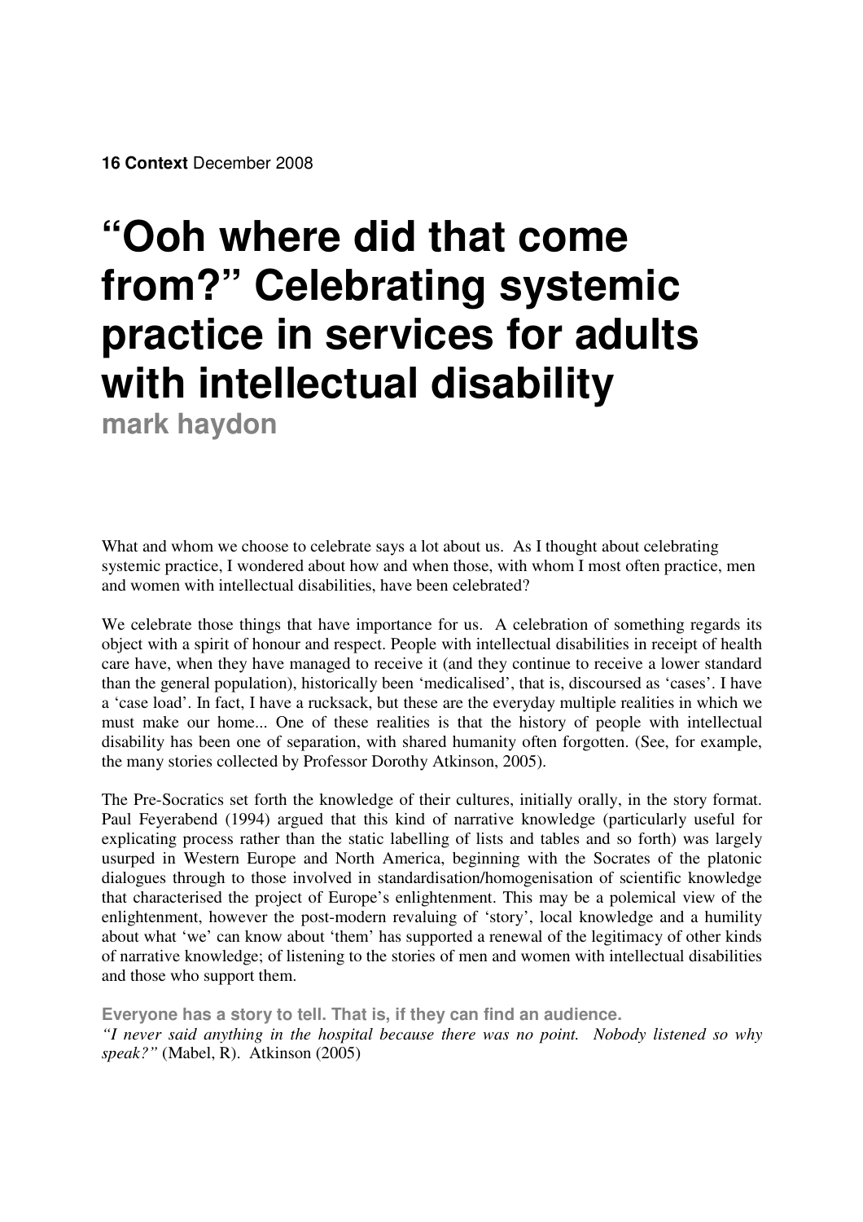# "Ooh where did that come from?" Celebrating systemic practice in services for adults with intellectual disability

**mark haydon**

What and whom we choose to celebrate says a lot about us. As I thought about celebrating systemic practice, I wondered about how and when those, with whom I most often practice, men and women with intellectual disabilities, have been celebrated?

We celebrate those things that have importance for us. A celebration of something regards its object with a spirit of honour and respect. People with intellectual disabilities in receipt of health care have, when they have managed to receive it (and they continue to receive a lower standard than the general population), historically been 'medicalised', that is, discoursed as 'cases'. I have a 'case load'. In fact, I have a rucksack, but these are the everyday multiple realities in which we must make our home... One of these realities is that the history of people with intellectual disability has been one of separation, with shared humanity often forgotten. (See, for example, the many stories collected by Professor Dorothy Atkinson, 2005).

The Pre-Socratics set forth the knowledge of their cultures, initially orally, in the story format. Paul Feyerabend (1994) argued that this kind of narrative knowledge (particularly useful for explicating process rather than the static labelling of lists and tables and so forth) was largely usurped in Western Europe and North America, beginning with the Socrates of the platonic dialogues through to those involved in standardisation/homogenisation of scientific knowledge that characterised the project of Europe's enlightenment. This may be a polemical view of the enlightenment, however the post-modern revaluing of 'story', local knowledge and a humility about what 'we' can know about 'them' has supported a renewal of the legitimacy of other kinds of narrative knowledge; of listening to the stories of men and women with intellectual disabilities and those who support them.

**Everyone has a story to tell. That is, if they can find an audience.**

*"I never said anything in the hospital because there was no point. Nobody listened so why speak?"* (Mabel, R). Atkinson (2005)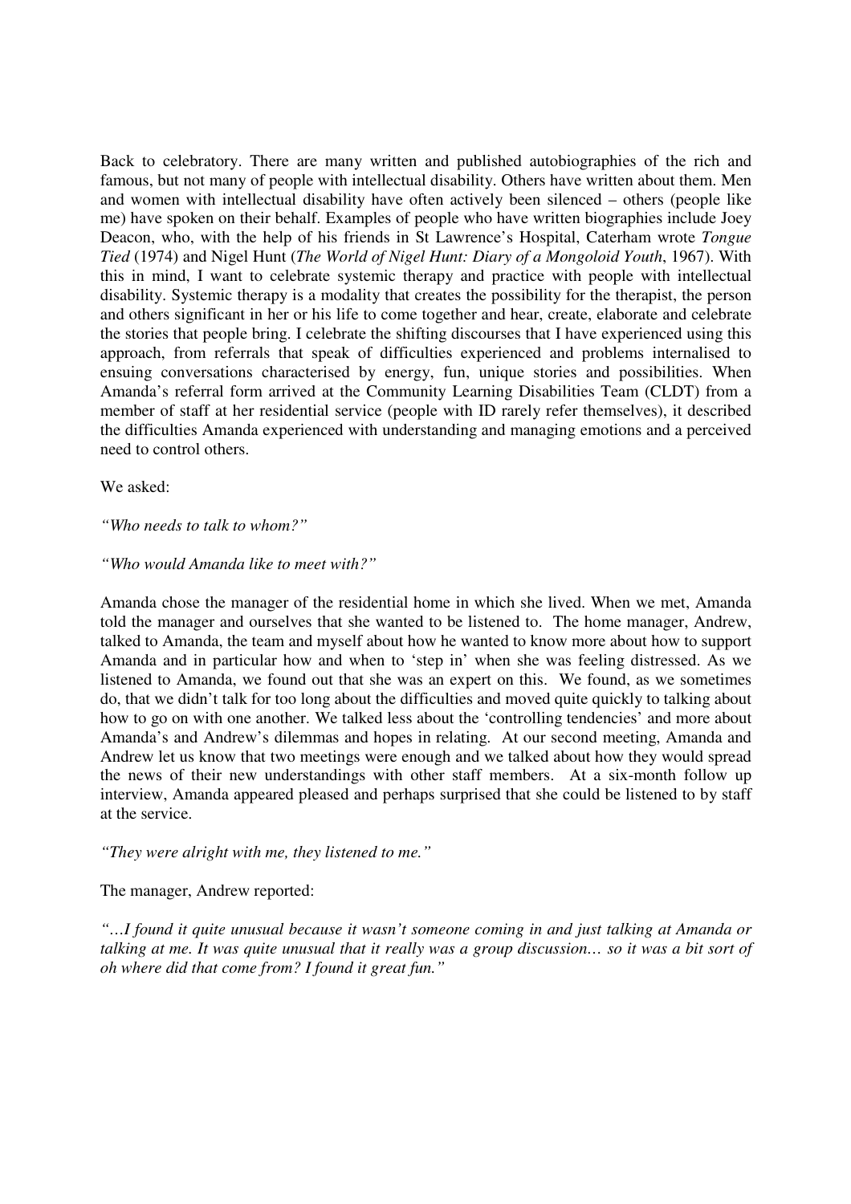Back to celebratory. There are many written and published autobiographies of the rich and famous, but not many of people with intellectual disability. Others have written about them. Men and women with intellectual disability have often actively been silenced – others (people like me) have spoken on their behalf. Examples of people who have written biographies include Joey Deacon, who, with the help of his friends in St Lawrence's Hospital, Caterham wrote *Tongue Tied* (1974) and Nigel Hunt (*The World of Nigel Hunt: Diary of a Mongoloid Youth*, 1967). With this in mind, I want to celebrate systemic therapy and practice with people with intellectual disability. Systemic therapy is a modality that creates the possibility for the therapist, the person and others significant in her or his life to come together and hear, create, elaborate and celebrate the stories that people bring. I celebrate the shifting discourses that I have experienced using this approach, from referrals that speak of difficulties experienced and problems internalised to ensuing conversations characterised by energy, fun, unique stories and possibilities. When Amanda's referral form arrived at the Community Learning Disabilities Team (CLDT) from a member of staff at her residential service (people with ID rarely refer themselves), it described the difficulties Amanda experienced with understanding and managing emotions and a perceived need to control others.

We asked:

*"Who needs to talk to whom?"*

*"Who would Amanda like to meet with?"*

Amanda chose the manager of the residential home in which she lived. When we met, Amanda told the manager and ourselves that she wanted to be listened to. The home manager, Andrew, talked to Amanda, the team and myself about how he wanted to know more about how to support Amanda and in particular how and when to 'step in' when she was feeling distressed. As we listened to Amanda, we found out that she was an expert on this. We found, as we sometimes do, that we didn't talk for too long about the difficulties and moved quite quickly to talking about how to go on with one another. We talked less about the 'controlling tendencies' and more about Amanda's and Andrew's dilemmas and hopes in relating. At our second meeting, Amanda and Andrew let us know that two meetings were enough and we talked about how they would spread the news of their new understandings with other staff members. At a six-month follow up interview, Amanda appeared pleased and perhaps surprised that she could be listened to by staff at the service.

*"They were alright with me, they listened to me."*

The manager, Andrew reported:

*"…I found it quite unusual because it wasn't someone coming in and just talking at Amanda or talking at me. It was quite unusual that it really was a group discussion… so it was a bit sort of oh where did that come from? I found it great fun."*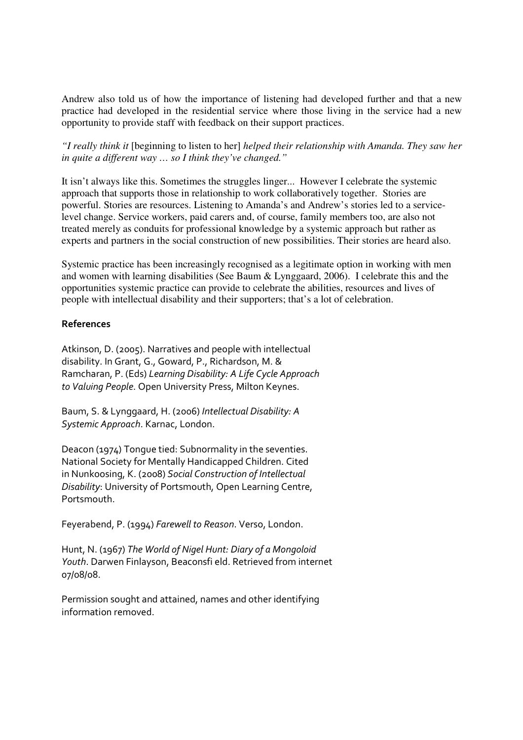Andrew also told us of how the importance of listening had developed further and that a new practice had developed in the residential service where those living in the service had a new opportunity to provide staff with feedback on their support practices.

*"I really think it* [beginning to listen to her] *helped their relationship with Amanda. They saw her in quite a different way … so I think they've changed."*

It isn't always like this. Sometimes the struggles linger... However I celebrate the systemic approach that supports those in relationship to work collaboratively together. Stories are powerful. Stories are resources. Listening to Amanda's and Andrew's stories led to a service-level change. Service workers, paid carers and, of course, family members too, are also not treated merely as conduits for professional knowledge by a systemic approach but rather as experts and partners in the social construction of new possibilities. Their stories are heard also.

Systemic practice has been increasingly recognised as a legitimate option in working with men and women with learning disabilities (See Baum & Lynggaard, 2006). I celebrate this and the opportunities systemic practice can provide to celebrate the abilities, resources and lives of people with intellectual disability and their supporters; that's a lot of celebration.

**References**

Atkinson, D. (2005). Narratives and people with intellectual disability. In Grant, G., Goward, P., Richardson, M. & Ramcharan, P. (Eds) *Learning Disability: A Life Cycle Approach to Valuing People*. Open University Press, Milton Keynes.

Baum, S. & Lynggaard, H. (2006) *Intellectual Disability: A Systemic Approach*. Karnac, London.

Deacon (1974) Tongue tied: Subnormality in the seventies. National Society for Mentally Handicapped Children. Cited in Nunkoosing, K. (2008) *Social Construction of Intellectual Disability*: University of Portsmouth, Open Learning Centre, Portsmouth.

Feyerabend, P. (1994) *Farewell to Reason*. Verso, London.

Hunt, N. (1967) *The World of Nigel Hunt: Diary of a Mongoloid Youth*. Darwen Finlayson, Beaconsfi eld. Retrieved from internet 07/08/08.

Permission sought and attained, names and other identifying information removed.